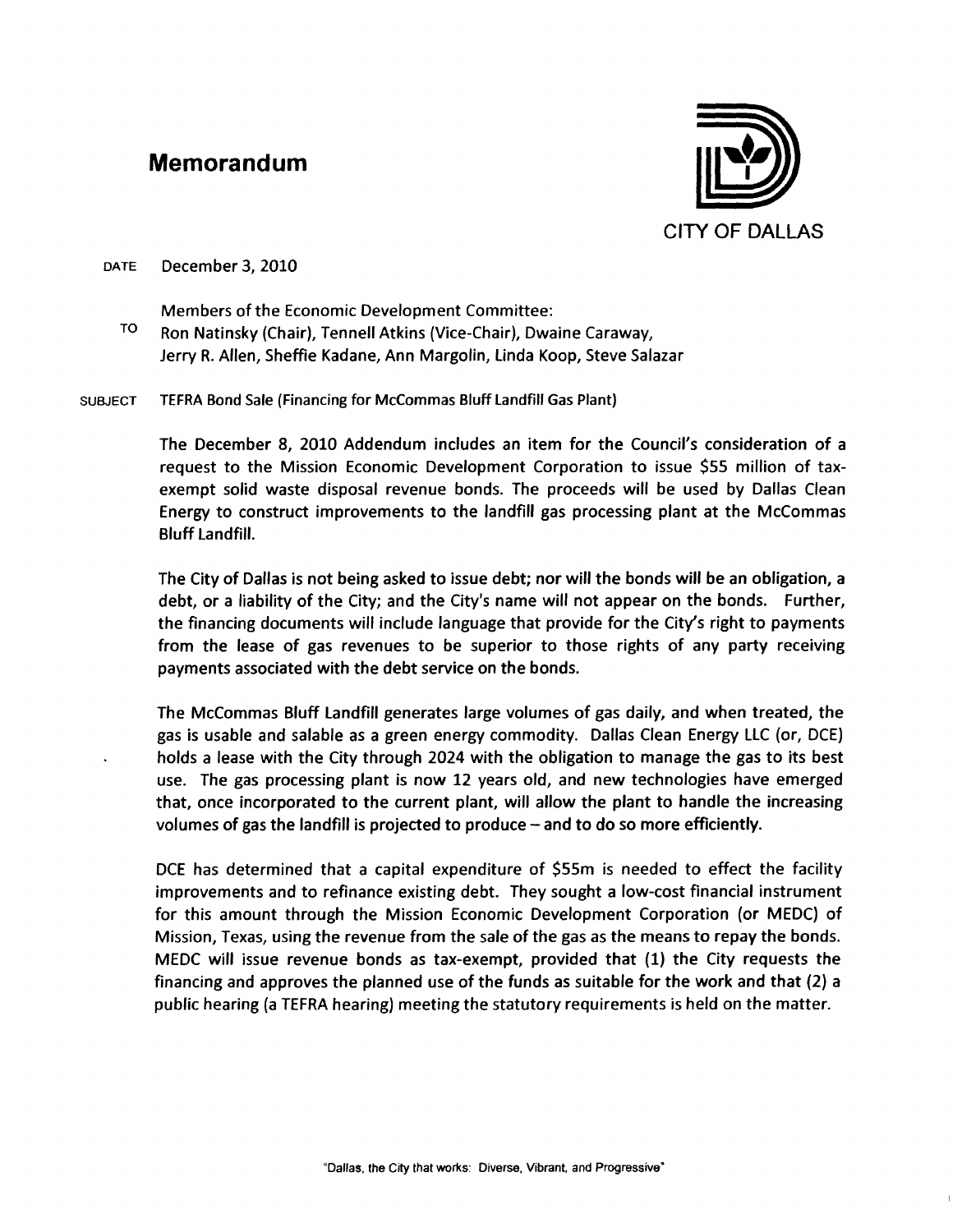# Memorandum

CITY OF DALLAS

DATE December 3, 2010

TO Members of the Economic Development Committee:
Ron Natinsky (Chair), Tennell Atkins (Vice-Chair), Dwaine Caraway, Jerry R. Allen, Sheffie Kadane, Ann Margolin, Linda Koop, Steve Salazar

SUBJECT TEFRA Bond Sale (Financing for McCommas Bluff Landfill Gas Plant)

The December 8, 2010 Addendum includes an item for the Council's consideration of a request to the Mission Economic Development Corporation to issue $55 million of tax-exempt solid waste disposal revenue bonds. The proceeds will be used by Dallas Clean Energy to construct improvements to the landfill gas processing plant at the McCommas Bluff Landfill.

The City of Dallas is not being asked to issue debt; nor will the bonds will be an obligation, a debt, or a liability of the City; and the City's name will not appear on the bonds. Further, the financing documents will include language that provide for the City's right to payments from the lease of gas revenues to be superior to those rights of any party receiving payments associated with the debt service on the bonds.

The McCommas Bluff Landfill generates large volumes of gas daily, and when treated, the gas is usable and salable as a green energy commodity. Dallas Clean Energy LLC (or, DCE) holds a lease with the City through 2024 with the obligation to manage the gas to its best use. The gas processing plant is now 12 years old, and new technologies have emerged that, once incorporated to the current plant, will allow the plant to handle the increasing volumes of gas the landfill is projected to produce – and to do so more efficiently.

DCE has determined that a capital expenditure of $55m is needed to effect the facility improvements and to refinance existing debt. They sought a low-cost financial instrument for this amount through the Mission Economic Development Corporation (or MEDC) of Mission, Texas, using the revenue from the sale of the gas as the means to repay the bonds. MEDC will issue revenue bonds as tax-exempt, provided that (1) the City requests the financing and approves the planned use of the funds as suitable for the work and that (2) a public hearing (a TEFRA hearing) meeting the statutory requirements is held on the matter.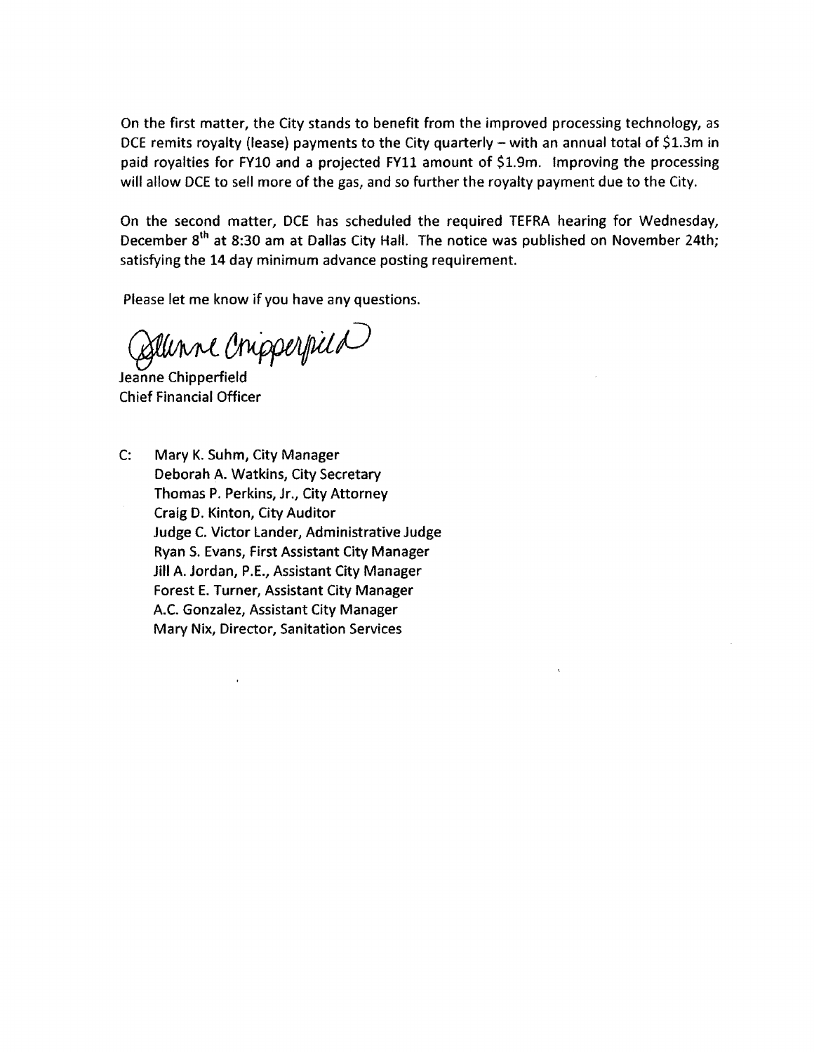On the first matter, the City stands to benefit from the improved processing technology, as DCE remits royalty (lease) payments to the City quarterly – with an annual total of $1.3m in paid royalties for FY10 and a projected FY11 amount of $1.9m. Improving the processing will allow DCE to sell more of the gas, and so further the royalty payment due to the City.

On the second matter, DCE has scheduled the required TEFRA hearing for Wednesday, December 8th at 8:30 am at Dallas City Hall. The notice was published on November 24th; satisfying the 14 day minimum advance posting requirement.

Please let me know if you have any questions.

Jeanne Chipperfield
Chief Financial Officer

C: Mary K. Suhm, City Manager
Deborah A. Watkins, City Secretary
Thomas P. Perkins, Jr., City Attorney
Craig D. Kinton, City Auditor
Judge C. Victor Lander, Administrative Judge
Ryan S. Evans, First Assistant City Manager
Jill A. Jordan, P.E., Assistant City Manager
Forest E. Turner, Assistant City Manager
A.C. Gonzalez, Assistant City Manager
Mary Nix, Director, Sanitation Services